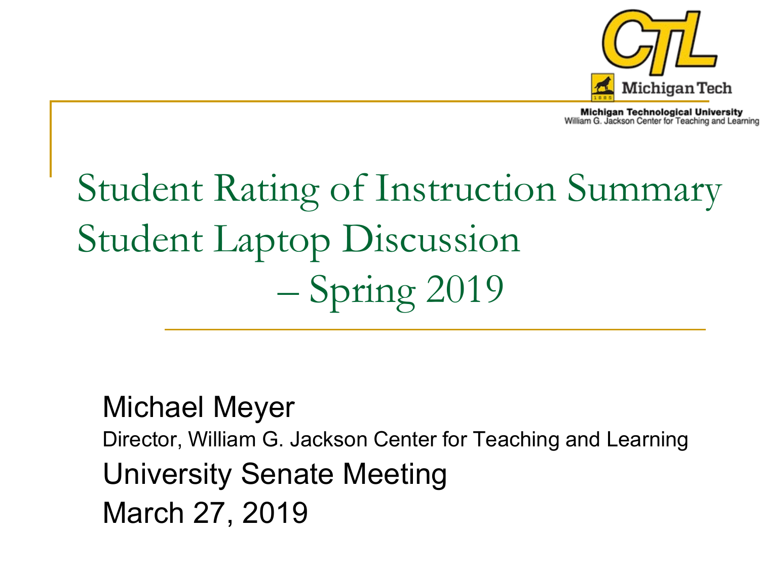CTL Michigan Tech

Michigan Technological University
William G. Jackson Center for Teaching and Learning

# Student Rating of Instruction Summary
# Student Laptop Discussion – Spring 2019

Michael Meyer

Director, William G. Jackson Center for Teaching and Learning

University Senate Meeting

March 27, 2019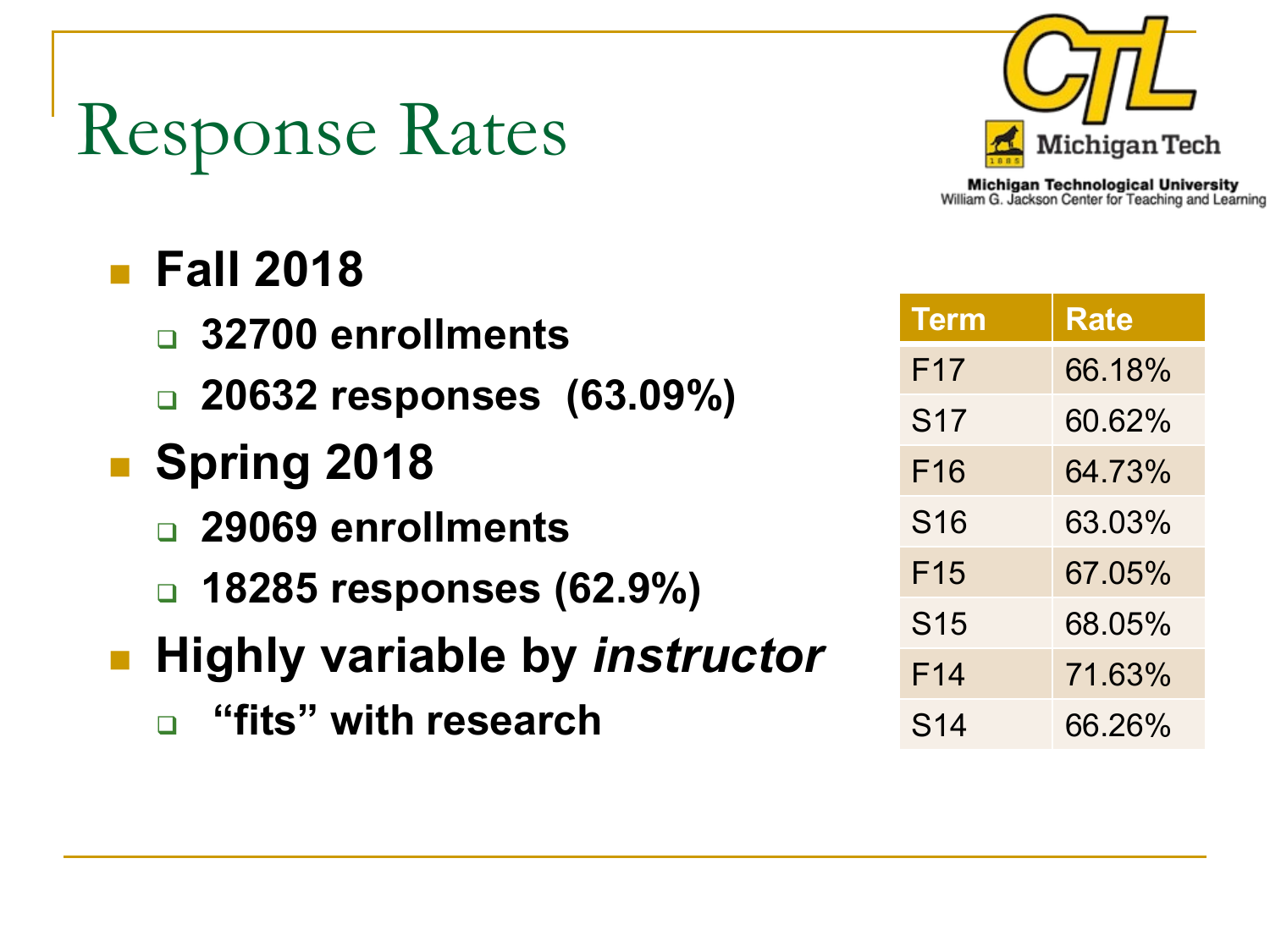# Response Rates

- **Fall 2018**
  - **32700 enrollments**
  - **20632 responses (63.09%)**
- **Spring 2018**
  - **29069 enrollments**
  - **18285 responses (62.9%)**
- **Highly variable by *instructor***
  - **"fits" with research**

| Term | Rate |
|---|---|
| F17 | 66.18% |
| S17 | 60.62% |
| F16 | 64.73% |
| S16 | 63.03% |
| F15 | 67.05% |
| S15 | 68.05% |
| F14 | 71.63% |
| S14 | 66.26% |

Michigan Technological University
William G. Jackson Center for Teaching and Learning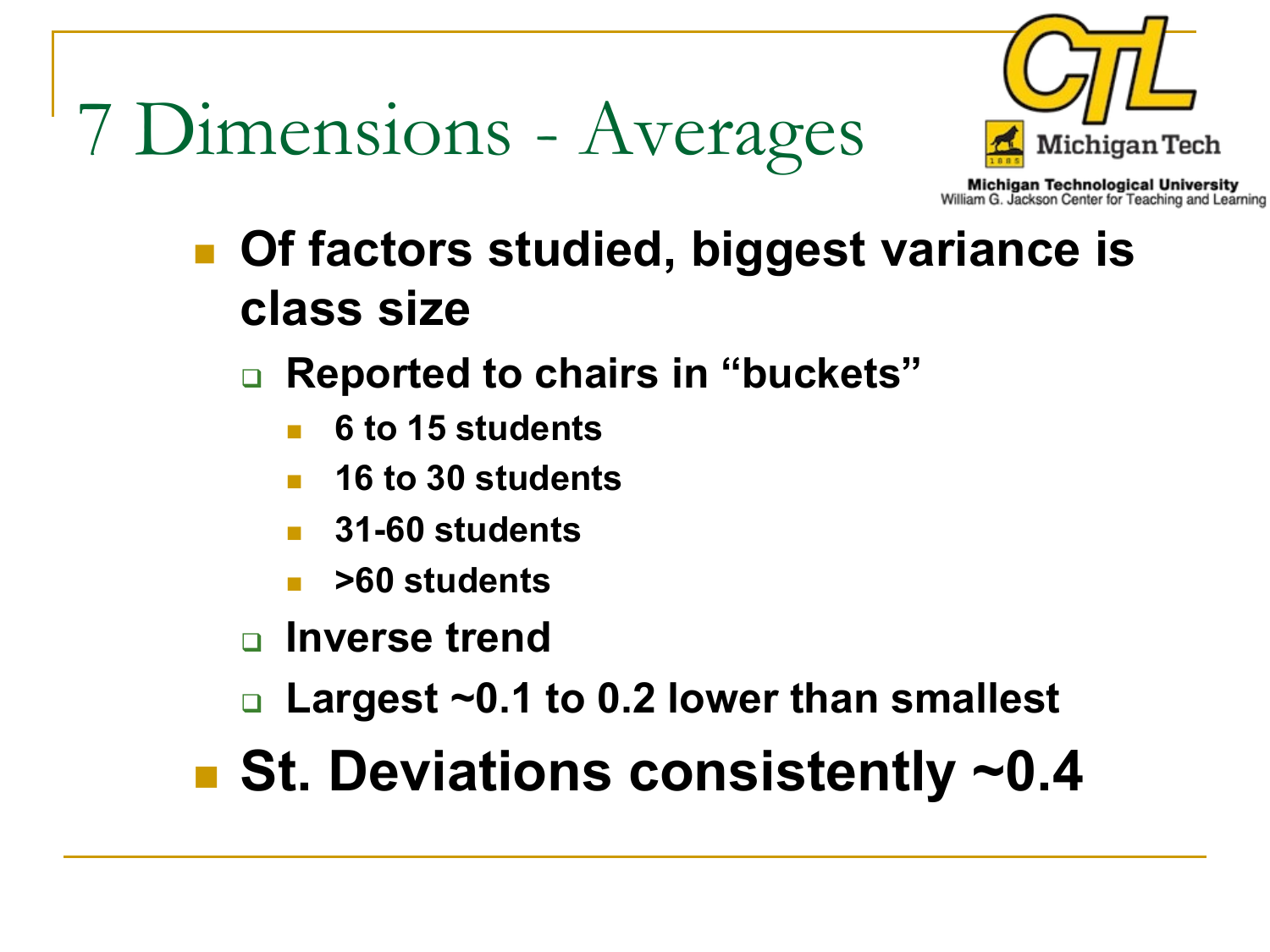# 7 Dimensions - Averages

- **Of factors studied, biggest variance is class size**
  - **Reported to chairs in "buckets"**
    - **6 to 15 students**
    - **16 to 30 students**
    - **31-60 students**
    - **>60 students**
  - **Inverse trend**
  - **Largest ~0.1 to 0.2 lower than smallest**
- **St. Deviations consistently ~0.4**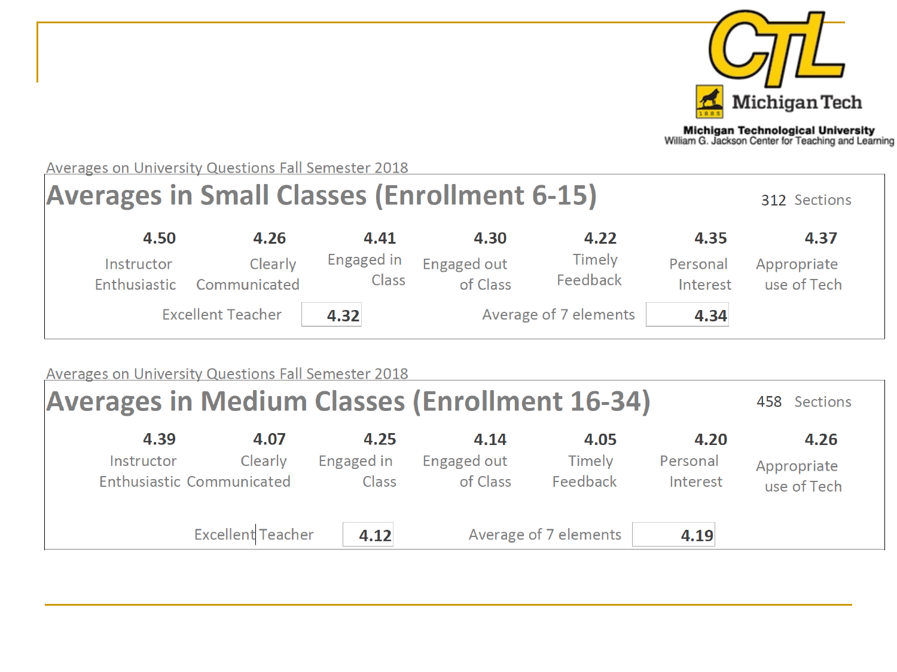Michigan Tech

Michigan Technological University
William G. Jackson Center for Teaching and Learning

Averages on University Questions Fall Semester 2018

## Averages in Small Classes (Enrollment 6-15)

312 Sections

| Instructor Enthusiastic | Clearly Communicated | Engaged in Class | Engaged out of Class | Timely Feedback | Personal Interest | Appropriate use of Tech |
|---|---|---|---|---|---|---|
| 4.50 | 4.26 | 4.41 | 4.30 | 4.22 | 4.35 | 4.37 |

Excellent Teacher **4.32**

Average of 7 elements **4.34**

Averages on University Questions Fall Semester 2018

## Averages in Medium Classes (Enrollment 16-34)

458 Sections

| Instructor Enthusiastic | Clearly Communicated | Engaged in Class | Engaged out of Class | Timely Feedback | Personal Interest | Appropriate use of Tech |
|---|---|---|---|---|---|---|
| 4.39 | 4.07 | 4.25 | 4.14 | 4.05 | 4.20 | 4.26 |

Excellent Teacher **4.12**

Average of 7 elements **4.19**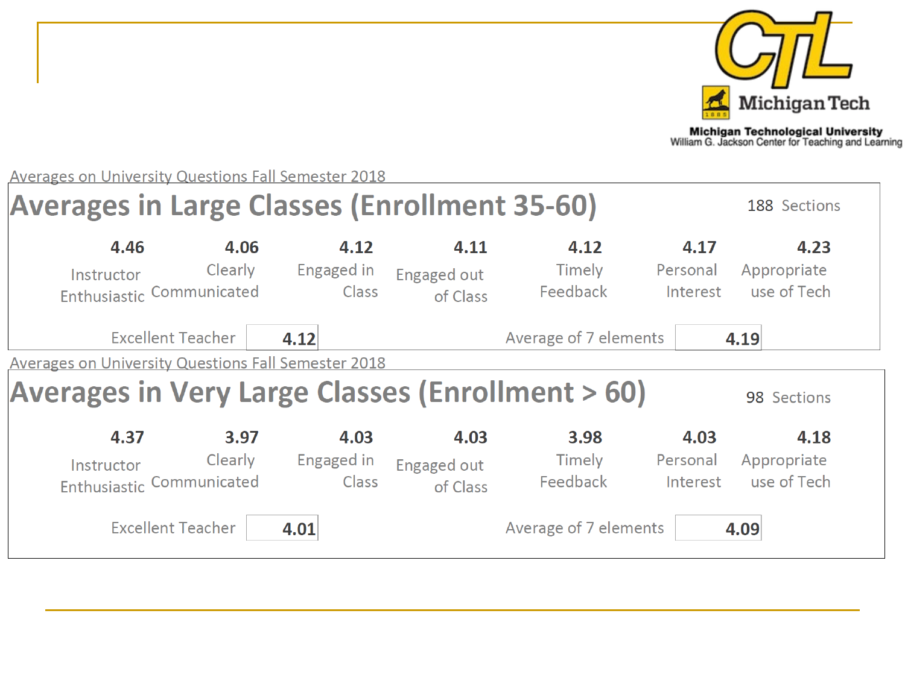Averages on University Questions Fall Semester 2018

## Averages in Large Classes (Enrollment 35-60)

188 Sections

| Instructor Enthusiastic | Clearly Communicated | Engaged in Class | Engaged out of Class | Timely Feedback | Personal Interest | Appropriate use of Tech |
|---|---|---|---|---|---|---|
| 4.46 | 4.06 | 4.12 | 4.11 | 4.12 | 4.17 | 4.23 |

Excellent Teacher **4.12**

Average of 7 elements **4.19**

Averages on University Questions Fall Semester 2018

## Averages in Very Large Classes (Enrollment > 60)

98 Sections

| Instructor Enthusiastic | Clearly Communicated | Engaged in Class | Engaged out of Class | Timely Feedback | Personal Interest | Appropriate use of Tech |
|---|---|---|---|---|---|---|
| 4.37 | 3.97 | 4.03 | 4.03 | 3.98 | 4.03 | 4.18 |

Excellent Teacher **4.01**

Average of 7 elements **4.09**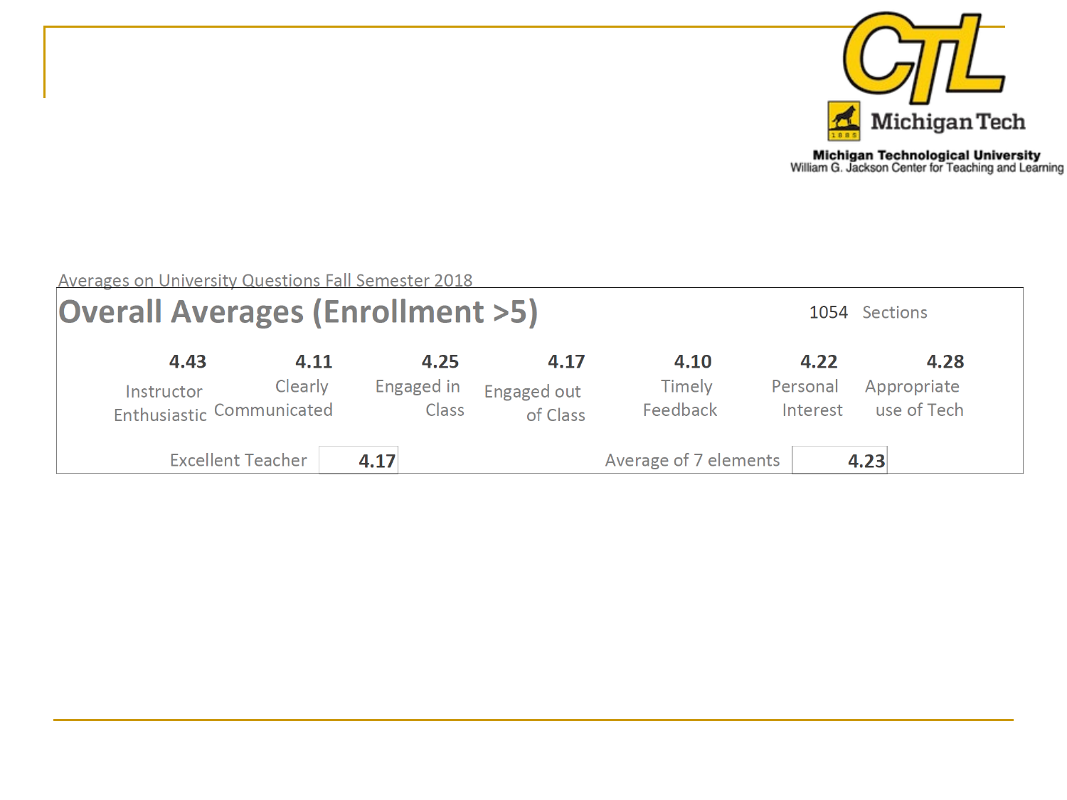Averages on University Questions Fall Semester 2018

## Overall Averages (Enrollment >5)

1054 Sections

| Instructor Enthusiastic | Clearly Communicated | Engaged in Class | Engaged out of Class | Timely Feedback | Personal Interest | Appropriate use of Tech |
|---|---|---|---|---|---|---|
| **4.43** | **4.11** | **4.25** | **4.17** | **4.10** | **4.22** | **4.28** |

Excellent Teacher **4.17**

Average of 7 elements **4.23**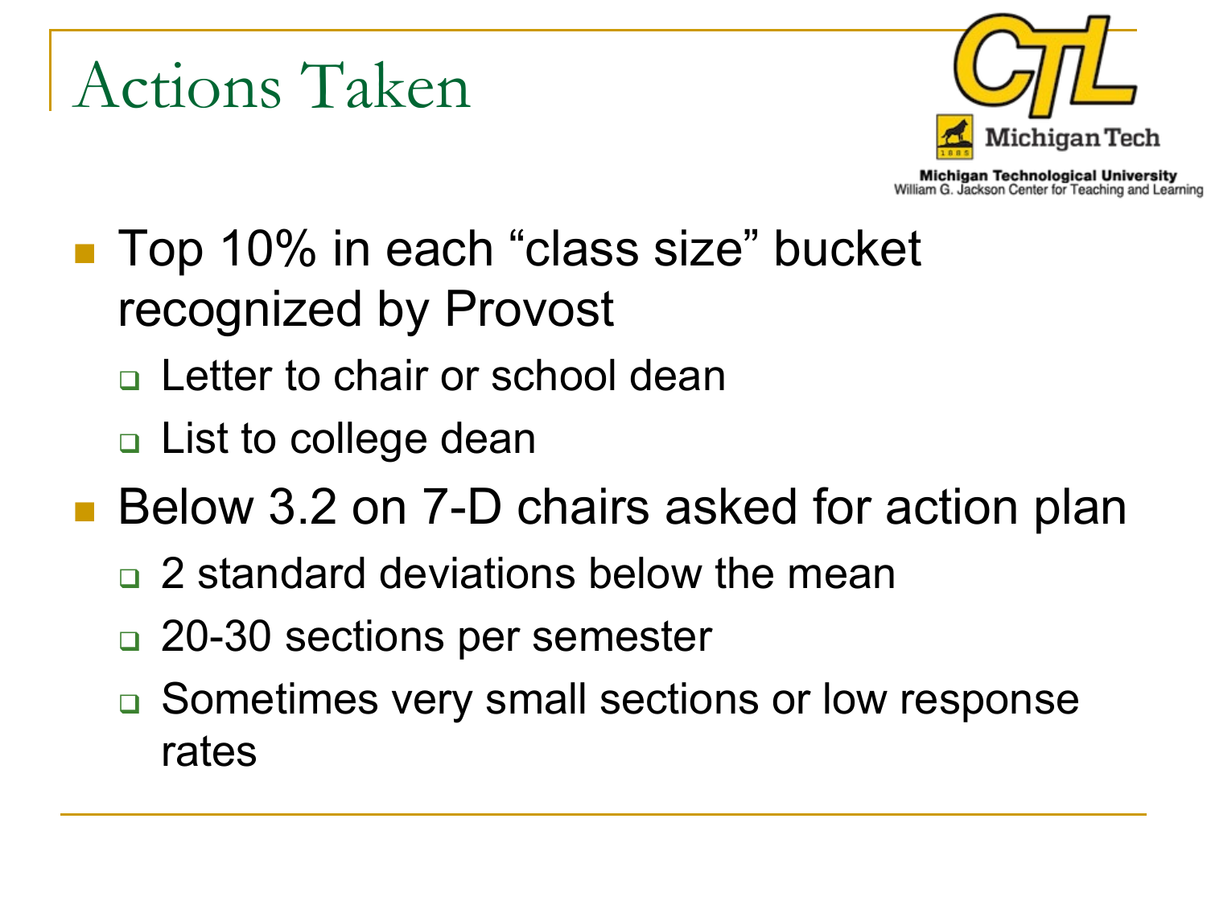# Actions Taken

- Top 10% in each “class size” bucket recognized by Provost
  - Letter to chair or school dean
  - List to college dean
- Below 3.2 on 7-D chairs asked for action plan
  - 2 standard deviations below the mean
  - 20-30 sections per semester
  - Sometimes very small sections or low response rates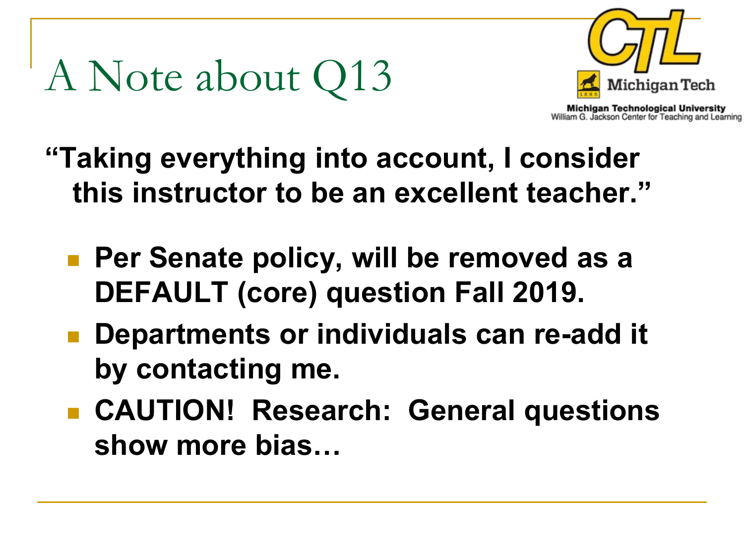# A Note about Q13

**"Taking everything into account, I consider this instructor to be an excellent teacher."**

- **Per Senate policy, will be removed as a DEFAULT (core) question Fall 2019.**
- **Departments or individuals can re-add it by contacting me.**
- **CAUTION! Research: General questions show more bias…**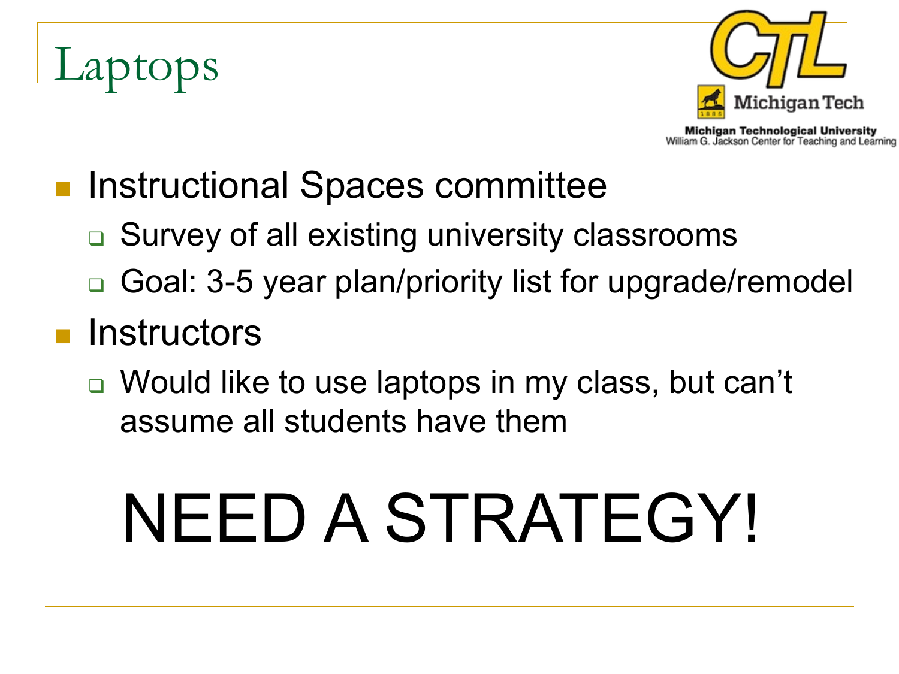# Laptops

- Instructional Spaces committee
  - Survey of all existing university classrooms
  - Goal: 3-5 year plan/priority list for upgrade/remodel
- Instructors
  - Would like to use laptops in my class, but can't assume all students have them

# NEED A STRATEGY!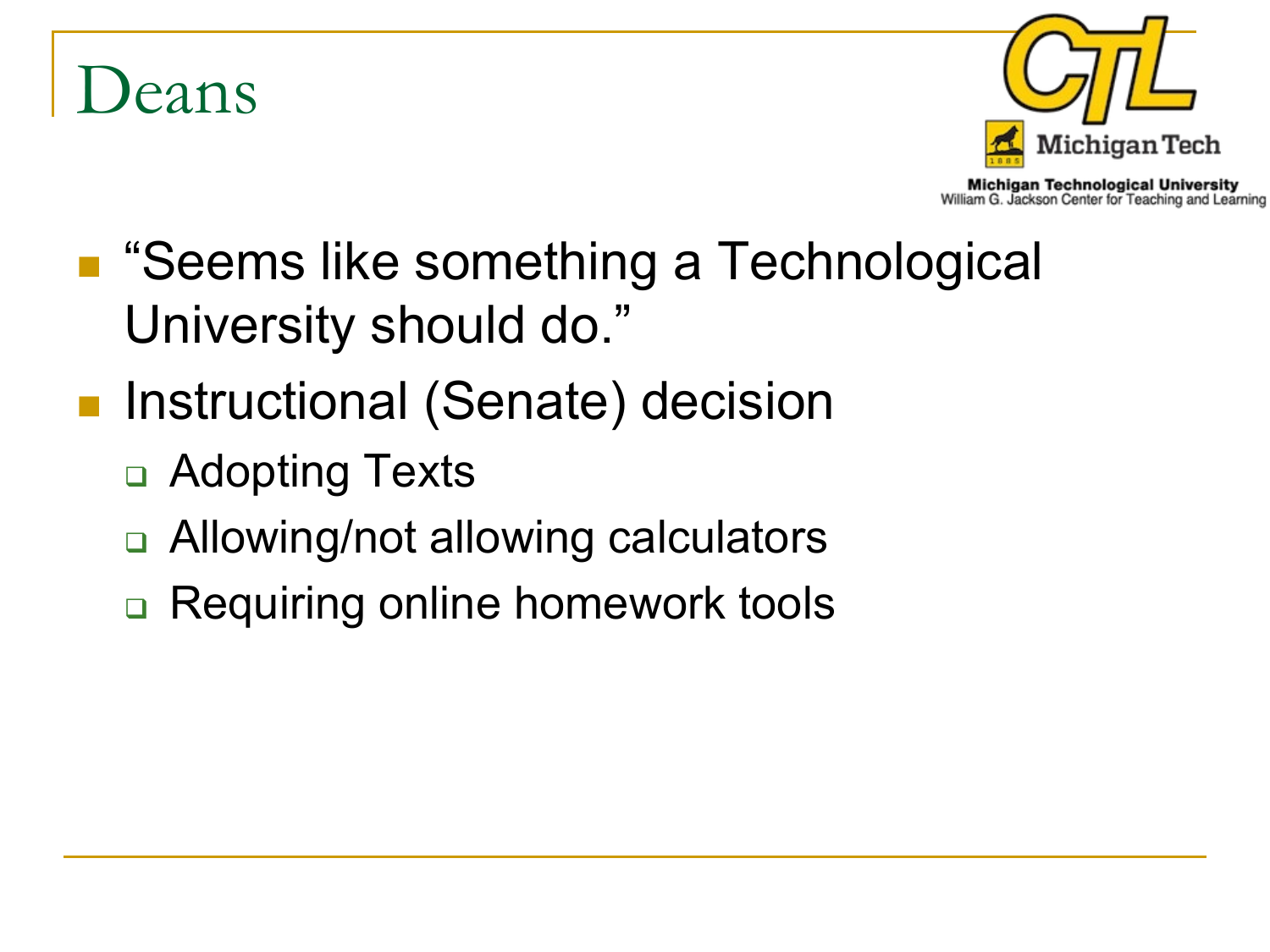# Deans

- "Seems like something a Technological University should do."
- Instructional (Senate) decision
  - Adopting Texts
  - Allowing/not allowing calculators
  - Requiring online homework tools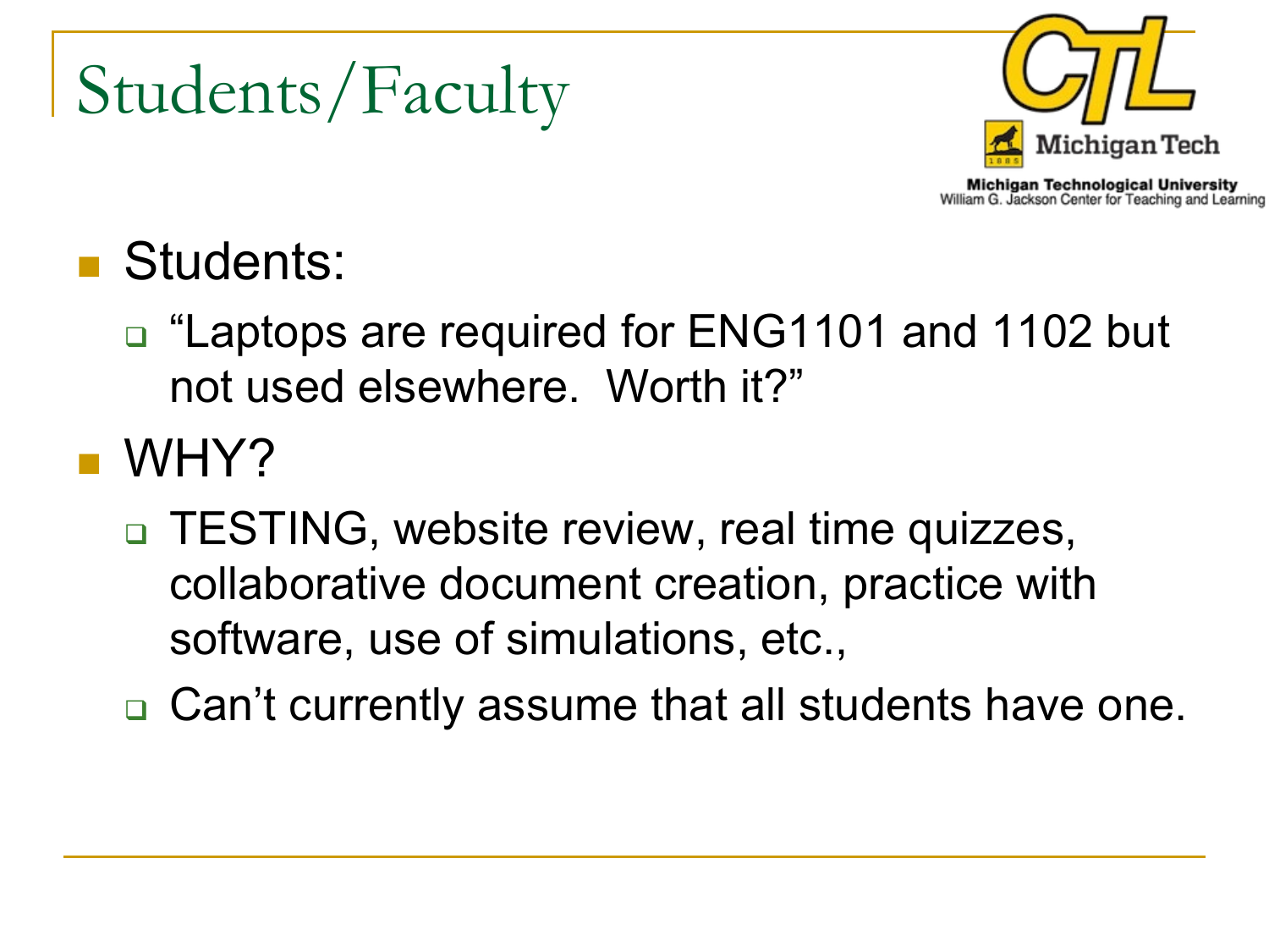# Students/Faculty

- Students:
  - "Laptops are required for ENG1101 and 1102 but not used elsewhere. Worth it?"
- WHY?
  - TESTING, website review, real time quizzes, collaborative document creation, practice with software, use of simulations, etc.,
  - Can't currently assume that all students have one.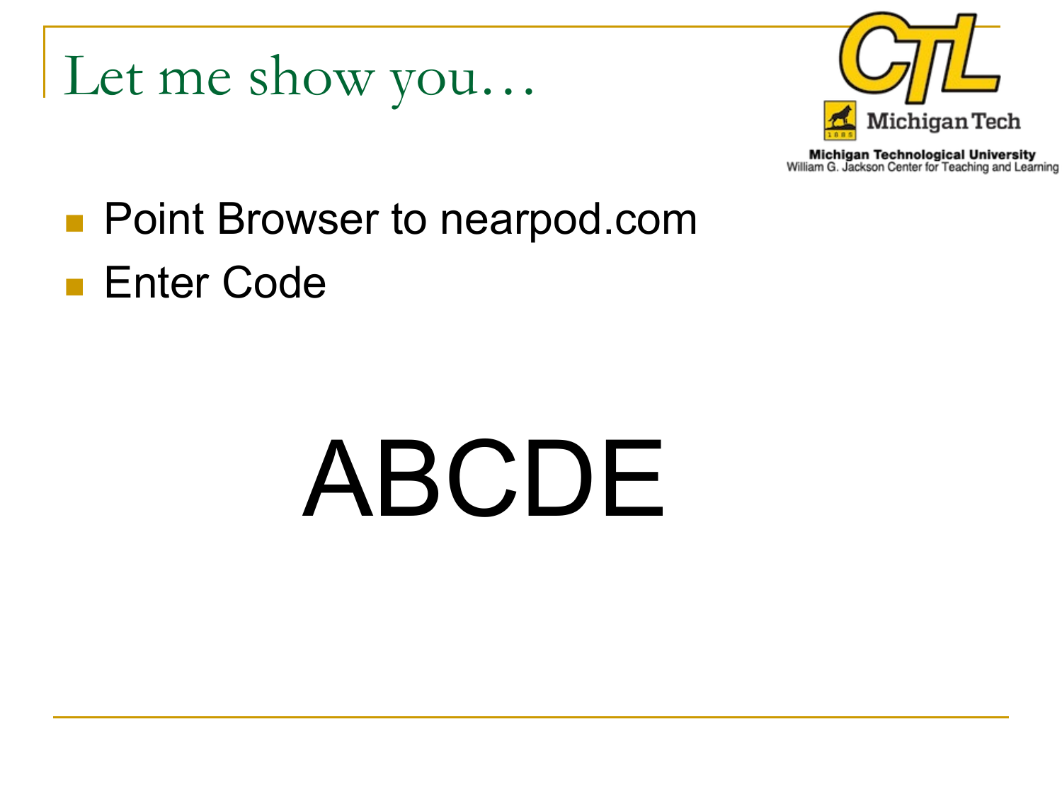# Let me show you…

Michigan Tech

Michigan Technological University
William G. Jackson Center for Teaching and Learning

- Point Browser to nearpod.com
- Enter Code

ABCDE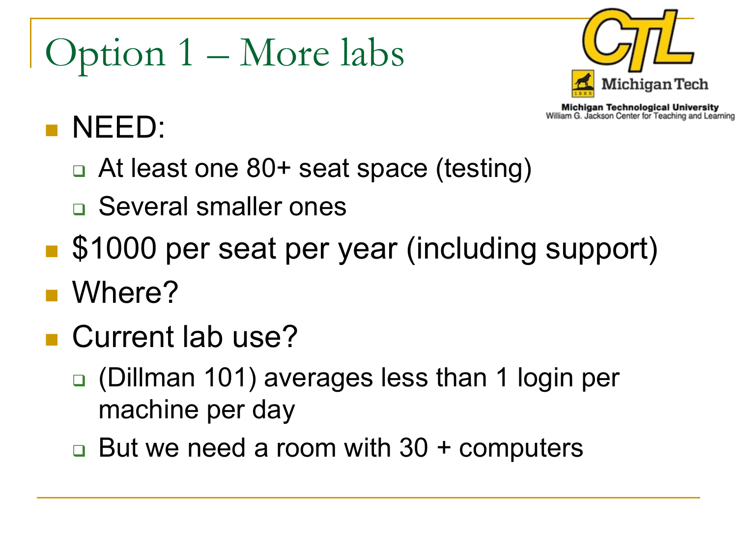# Option 1 – More labs

- NEED:
  - At least one 80+ seat space (testing)
  - Several smaller ones
- $1000 per seat per year (including support)
- Where?
- Current lab use?
  - (Dillman 101) averages less than 1 login per machine per day
  - But we need a room with 30 + computers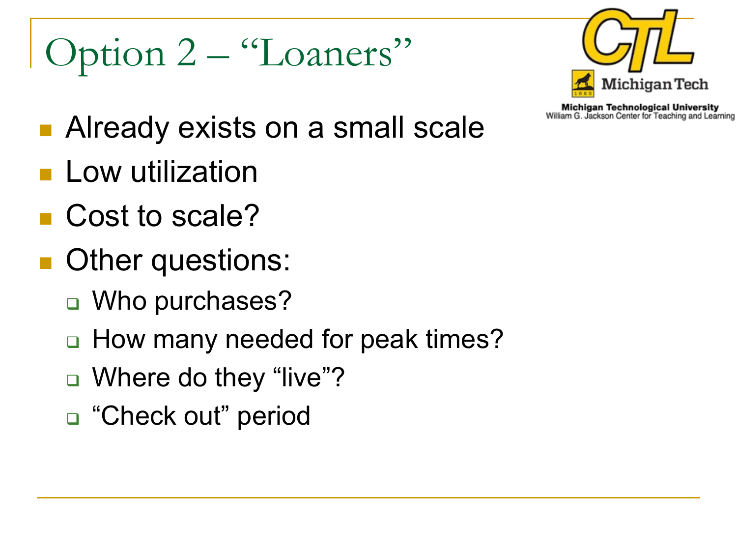# Option 2 – "Loaners"

- Already exists on a small scale
- Low utilization
- Cost to scale?
- Other questions:
  - Who purchases?
  - How many needed for peak times?
  - Where do they "live"?
  - "Check out" period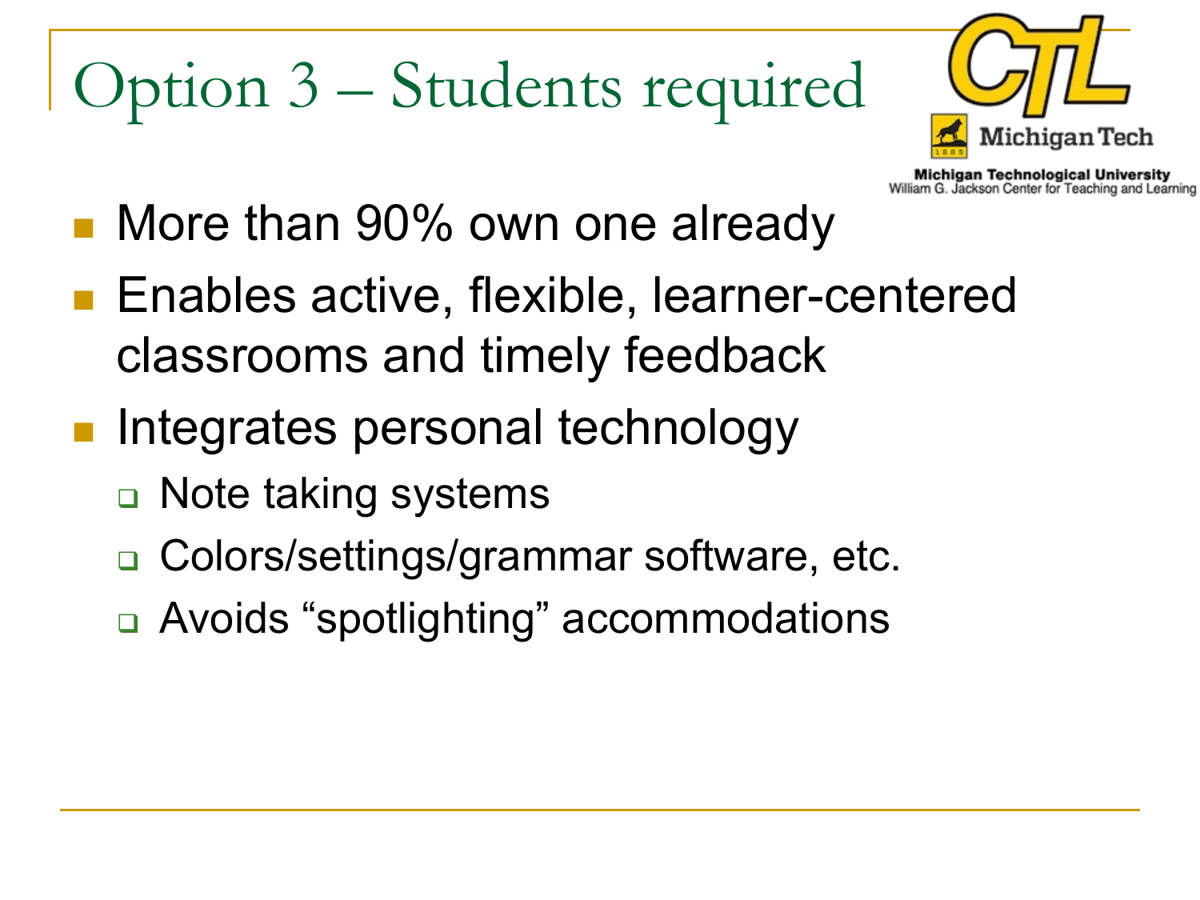# Option 3 – Students required

Michigan Technological University
William G. Jackson Center for Teaching and Learning

- More than 90% own one already
- Enables active, flexible, learner-centered classrooms and timely feedback
- Integrates personal technology
  - Note taking systems
  - Colors/settings/grammar software, etc.
  - Avoids “spotlighting” accommodations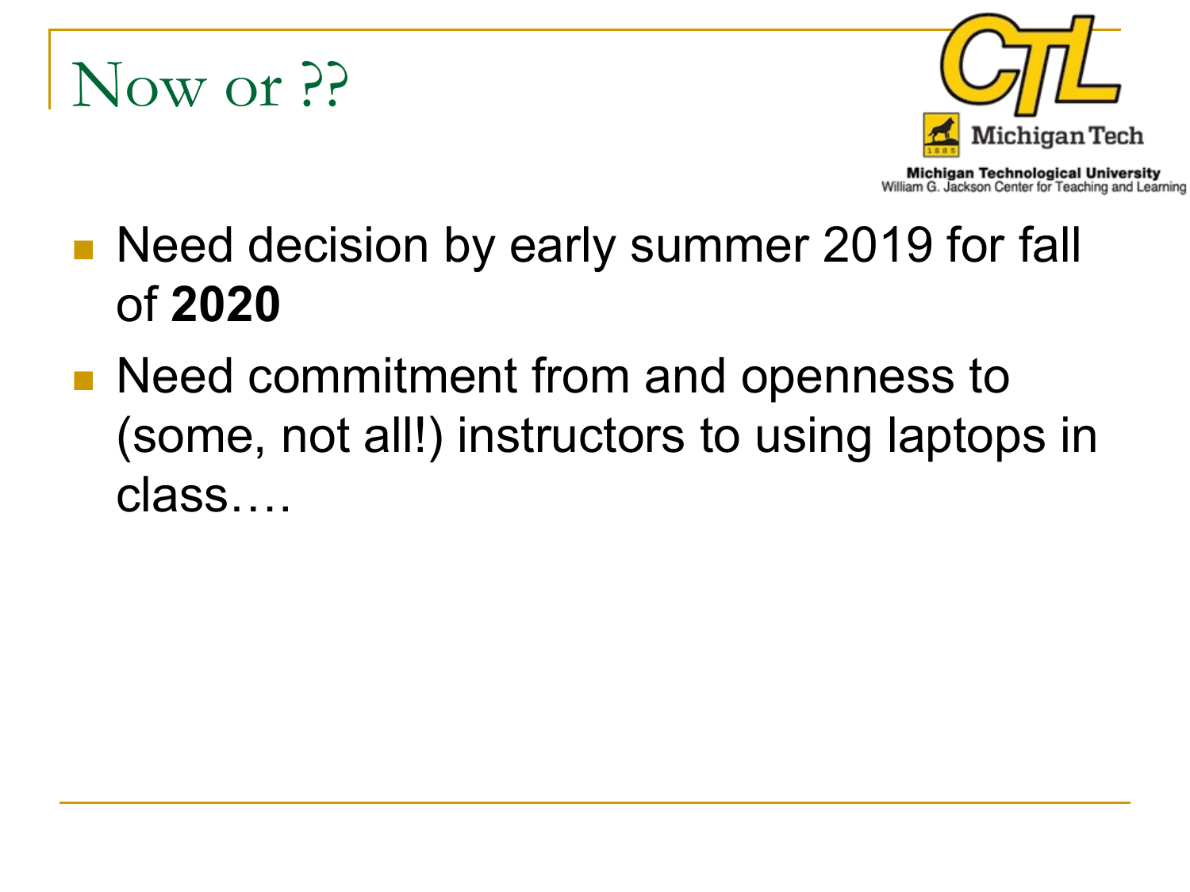# Now or ??

- Need decision by early summer 2019 for fall of **2020**
- Need commitment from and openness to (some, not all!) instructors to using laptops in class….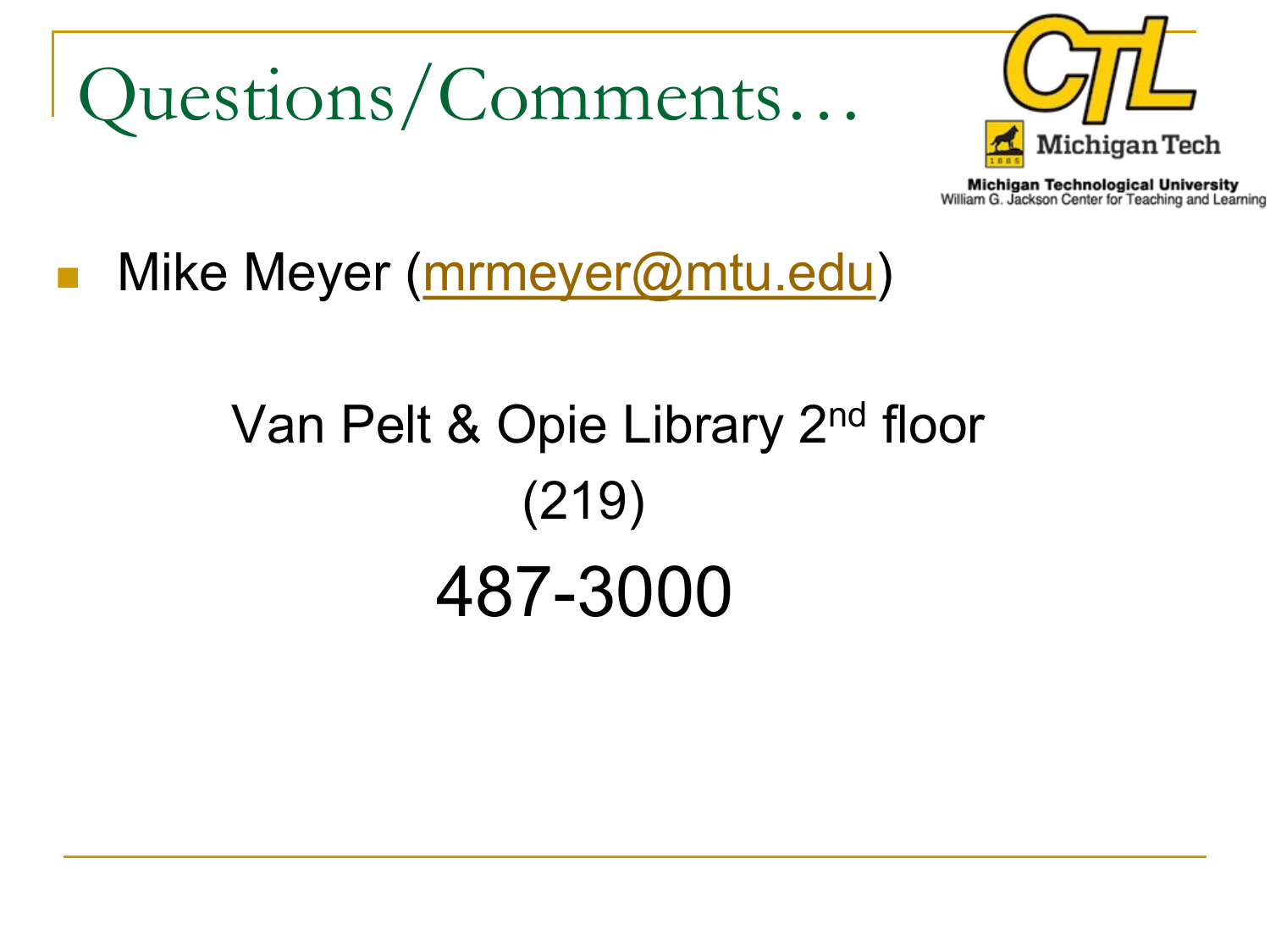# Questions/Comments…

Michigan Tech

Michigan Technological University
William G. Jackson Center for Teaching and Learning

- Mike Meyer (mrmeyer@mtu.edu)

Van Pelt & Opie Library 2nd floor
(219)
487-3000